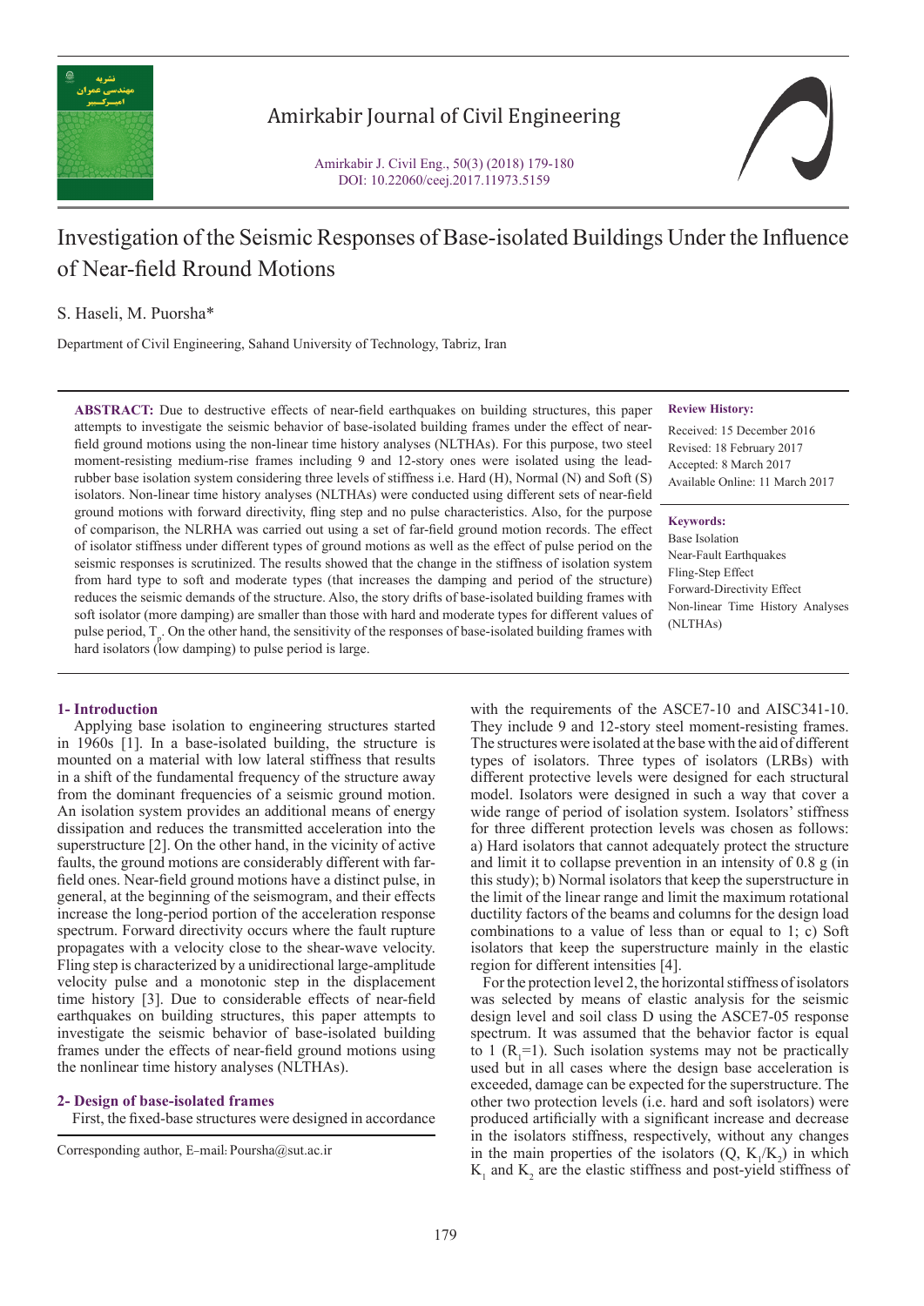# Investigation of the Seismic Responses of Base-isolated Buildings Under the Influence of Near-field Rround Motions

S. Haseli, M. Puorsha*

Department of Civil Engineering, Sahand University of Technology, Tabriz, Iran

**ABSTRACT:** Due to destructive effects of near-field earthquakes on building structures, this paper attempts to investigate the seismic behavior of base-isolated building frames under the effect of near-field ground motions using the non-linear time history analyses (NLTHAs). For this purpose, two steel moment-resisting medium-rise frames including 9 and 12-story ones were isolated using the lead-rubber base isolation system considering three levels of stiffness i.e. Hard (H), Normal (N) and Soft (S) isolators. Non-linear time history analyses (NLTHAs) were conducted using different sets of near-field ground motions with forward directivity, fling step and no pulse characteristics. Also, for the purpose of comparison, the NLRHA was carried out using a set of far-field ground motion records. The effect of isolator stiffness under different types of ground motions as well as the effect of pulse period on the seismic responses is scrutinized. The results showed that the change in the stiffness of isolation system from hard type to soft and moderate types (that increases the damping and period of the structure) reduces the seismic demands of the structure. Also, the story drifts of base-isolated building frames with soft isolator (more damping) are smaller than those with hard and moderate types for different values of pulse period, $T_p$. On the other hand, the sensitivity of the responses of base-isolated building frames with hard isolators (low damping) to pulse period is large.

**Review History:**

Received: 15 December 2016
Revised: 18 February 2017
Accepted: 8 March 2017
Available Online: 11 March 2017

**Keywords:**

Base Isolation
Near-Fault Earthquakes
Fling-Step Effect
Forward-Directivity Effect
Non-linear Time History Analyses (NLTHAs)

## 1- Introduction

Applying base isolation to engineering structures started in 1960s [1]. In a base-isolated building, the structure is mounted on a material with low lateral stiffness that results in a shift of the fundamental frequency of the structure away from the dominant frequencies of a seismic ground motion. An isolation system provides an additional means of energy dissipation and reduces the transmitted acceleration into the superstructure [2]. On the other hand, in the vicinity of active faults, the ground motions are considerably different with far-field ones. Near-field ground motions have a distinct pulse, in general, at the beginning of the seismogram, and their effects increase the long-period portion of the acceleration response spectrum. Forward directivity occurs where the fault rupture propagates with a velocity close to the shear-wave velocity. Fling step is characterized by a unidirectional large-amplitude velocity pulse and a monotonic step in the displacement time history [3]. Due to considerable effects of near-field earthquakes on building structures, this paper attempts to investigate the seismic behavior of base-isolated building frames under the effects of near-field ground motions using the nonlinear time history analyses (NLTHAs).

## 2- Design of base-isolated frames

First, the fixed-base structures were designed in accordance with the requirements of the ASCE7-10 and AISC341-10. They include 9 and 12-story steel moment-resisting frames. The structures were isolated at the base with the aid of different types of isolators (LRBs) with different protective levels were designed for each structural model. Isolators were designed in such a way that cover a wide range of period of isolation system. Isolators' stiffness for three different protection levels was chosen as follows: a) Hard isolators that cannot adequately protect the structure and limit it to collapse prevention in an intensity of 0.8 g (in this study); b) Normal isolators that keep the superstructure in the limit of the linear range and limit the maximum rotational ductility factors of the beams and columns for the design load combinations to a value of less than or equal to 1; c) Soft isolators that keep the superstructure mainly in the elastic region for different intensities [4].

For the protection level 2, the horizontal stiffness of isolators was selected by means of elastic analysis for the seismic design level and soil class D using the ASCE7-05 response spectrum. It was assumed that the behavior factor is equal to 1 ($R_I$=1). Such isolation systems may not be practically used but in all cases where the design base acceleration is exceeded, damage can be expected for the superstructure. The other two protection levels (i.e. hard and soft isolators) were produced artificially with a significant increase and decrease in the isolators stiffness, respectively, without any changes in the main properties of the isolators (Q, $K_1/K_2$) in which $K_1$ and $K_2$ are the elastic stiffness and post-yield stiffness of

Corresponding author, E-mail: Poursha@sut.ac.ir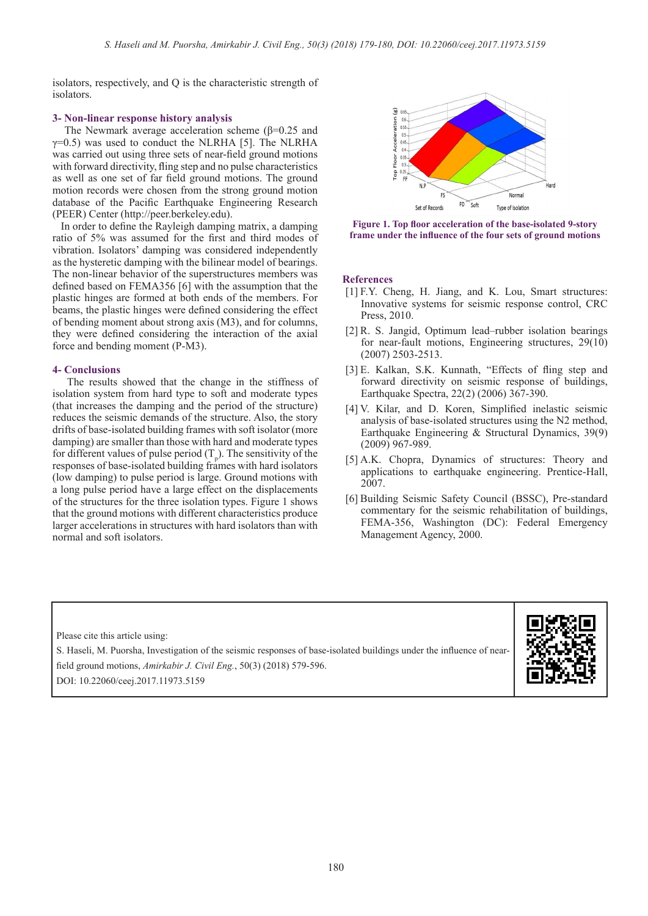isolators, respectively, and Q is the characteristic strength of isolators.

## 3- Non-linear response history analysis

The Newmark average acceleration scheme ($\beta$=0.25 and $\gamma$=0.5) was used to conduct the NLRHA [5]. The NLRHA was carried out using three sets of near-field ground motions with forward directivity, fling step and no pulse characteristics as well as one set of far field ground motions. The ground motion records were chosen from the strong ground motion database of the Pacific Earthquake Engineering Research (PEER) Center (http://peer.berkeley.edu).

In order to define the Rayleigh damping matrix, a damping ratio of 5% was assumed for the first and third modes of vibration. Isolators' damping was considered independently as the hysteretic damping with the bilinear model of bearings. The non-linear behavior of the superstructures members was defined based on FEMA356 [6] with the assumption that the plastic hinges are formed at both ends of the members. For beams, the plastic hinges were defined considering the effect of bending moment about strong axis (M3), and for columns, they were defined considering the interaction of the axial force and bending moment (P-M3).

## 4- Conclusions

The results showed that the change in the stiffness of isolation system from hard type to soft and moderate types (that increases the damping and the period of the structure) reduces the seismic demands of the structure. Also, the story drifts of base-isolated building frames with soft isolator (more damping) are smaller than those with hard and moderate types for different values of pulse period ($T_p$). The sensitivity of the responses of base-isolated building frames with hard isolators (low damping) to pulse period is large. Ground motions with a long pulse period have a large effect on the displacements of the structures for the three isolation types. Figure 1 shows that the ground motions with different characteristics produce larger accelerations in structures with hard isolators than with normal and soft isolators.

Top Floor Acceleration (g)
0.65
0.6
0.55
0.5
0.45
0.4
0.35
0.3
0.25
FF
N.P
FS
FD
Soft
Normal
Hard
Set of Records
Type of Isolation

**Figure 1. Top floor acceleration of the base-isolated 9-story frame under the influence of the four sets of ground motions**

## References

[1] F.Y. Cheng, H. Jiang, and K. Lou, Smart structures: Innovative systems for seismic response control, CRC Press, 2010.

[2] R. S. Jangid, Optimum lead–rubber isolation bearings for near-fault motions, Engineering structures, 29(10) (2007) 2503-2513.

[3] E. Kalkan, S.K. Kunnath, "Effects of fling step and forward directivity on seismic response of buildings, Earthquake Spectra, 22(2) (2006) 367-390.

[4] V. Kilar, and D. Koren, Simplified inelastic seismic analysis of base-isolated structures using the N2 method, Earthquake Engineering & Structural Dynamics, 39(9) (2009) 967-989.

[5] A.K. Chopra, Dynamics of structures: Theory and applications to earthquake engineering. Prentice-Hall, 2007.

[6] Building Seismic Safety Council (BSSC), Pre-standard commentary for the seismic rehabilitation of buildings, FEMA-356, Washington (DC): Federal Emergency Management Agency, 2000.

Please cite this article using:

S. Haseli, M. Puorsha, Investigation of the seismic responses of base-isolated buildings under the influence of near-field ground motions, *Amirkabir J. Civil Eng.*, 50(3) (2018) 579-596.

DOI: 10.22060/ceej.2017.11973.5159